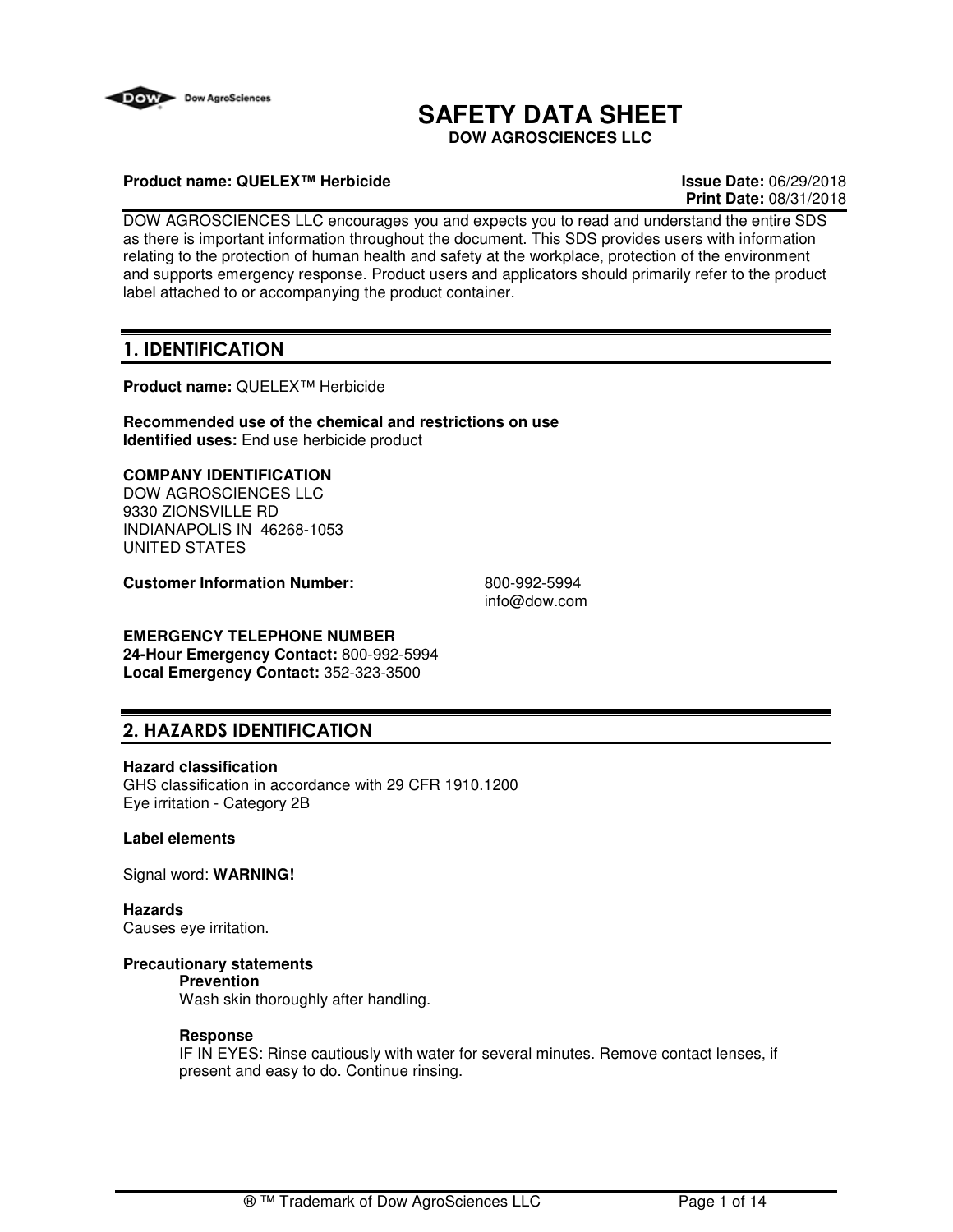# SAFETY DATA SHEET

**DOW AGROSCIENCES LLC**

**Product name: QUELEX™ Herbicide** **Issue Date:** 06/29/2018
**Print Date:** 08/31/2018

DOW AGROSCIENCES LLC encourages you and expects you to read and understand the entire SDS as there is important information throughout the document. This SDS provides users with information relating to the protection of human health and safety at the workplace, protection of the environment and supports emergency response. Product users and applicators should primarily refer to the product label attached to or accompanying the product container.

## 1. IDENTIFICATION

**Product name:** QUELEX™ Herbicide

**Recommended use of the chemical and restrictions on use**
**Identified uses:** End use herbicide product

**COMPANY IDENTIFICATION**
DOW AGROSCIENCES LLC
9330 ZIONSVILLE RD
INDIANAPOLIS IN 46268-1053
UNITED STATES

**Customer Information Number:** 800-992-5994
info@dow.com

**EMERGENCY TELEPHONE NUMBER**
**24-Hour Emergency Contact:** 800-992-5994
**Local Emergency Contact:** 352-323-3500

## 2. HAZARDS IDENTIFICATION

**Hazard classification**
GHS classification in accordance with 29 CFR 1910.1200
Eye irritation - Category 2B

**Label elements**

Signal word: **WARNING!**

**Hazards**
Causes eye irritation.

**Precautionary statements**

**Prevention**
Wash skin thoroughly after handling.

**Response**
IF IN EYES: Rinse cautiously with water for several minutes. Remove contact lenses, if present and easy to do. Continue rinsing.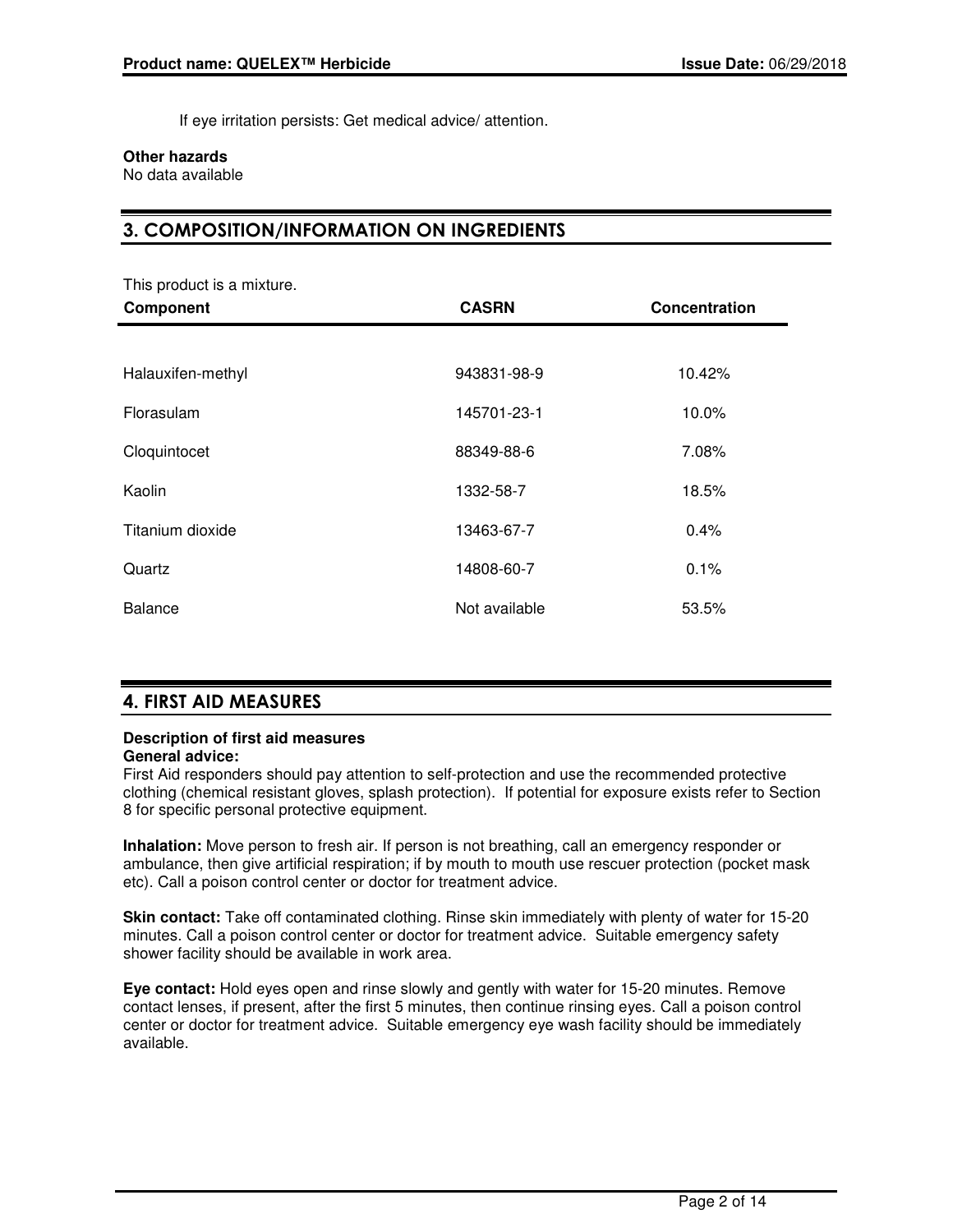If eye irritation persists: Get medical advice/ attention.

**Other hazards**
No data available

## 3. COMPOSITION/INFORMATION ON INGREDIENTS

This product is a mixture.

| Component | CASRN | Concentration |
|---|---|---|
| Halauxifen-methyl | 943831-98-9 | 10.42% |
| Florasulam | 145701-23-1 | 10.0% |
| Cloquintocet | 88349-88-6 | 7.08% |
| Kaolin | 1332-58-7 | 18.5% |
| Titanium dioxide | 13463-67-7 | 0.4% |
| Quartz | 14808-60-7 | 0.1% |
| Balance | Not available | 53.5% |

## 4. FIRST AID MEASURES

**Description of first aid measures**
**General advice:**
First Aid responders should pay attention to self-protection and use the recommended protective clothing (chemical resistant gloves, splash protection). If potential for exposure exists refer to Section 8 for specific personal protective equipment.

**Inhalation:** Move person to fresh air. If person is not breathing, call an emergency responder or ambulance, then give artificial respiration; if by mouth to mouth use rescuer protection (pocket mask etc). Call a poison control center or doctor for treatment advice.

**Skin contact:** Take off contaminated clothing. Rinse skin immediately with plenty of water for 15-20 minutes. Call a poison control center or doctor for treatment advice. Suitable emergency safety shower facility should be available in work area.

**Eye contact:** Hold eyes open and rinse slowly and gently with water for 15-20 minutes. Remove contact lenses, if present, after the first 5 minutes, then continue rinsing eyes. Call a poison control center or doctor for treatment advice. Suitable emergency eye wash facility should be immediately available.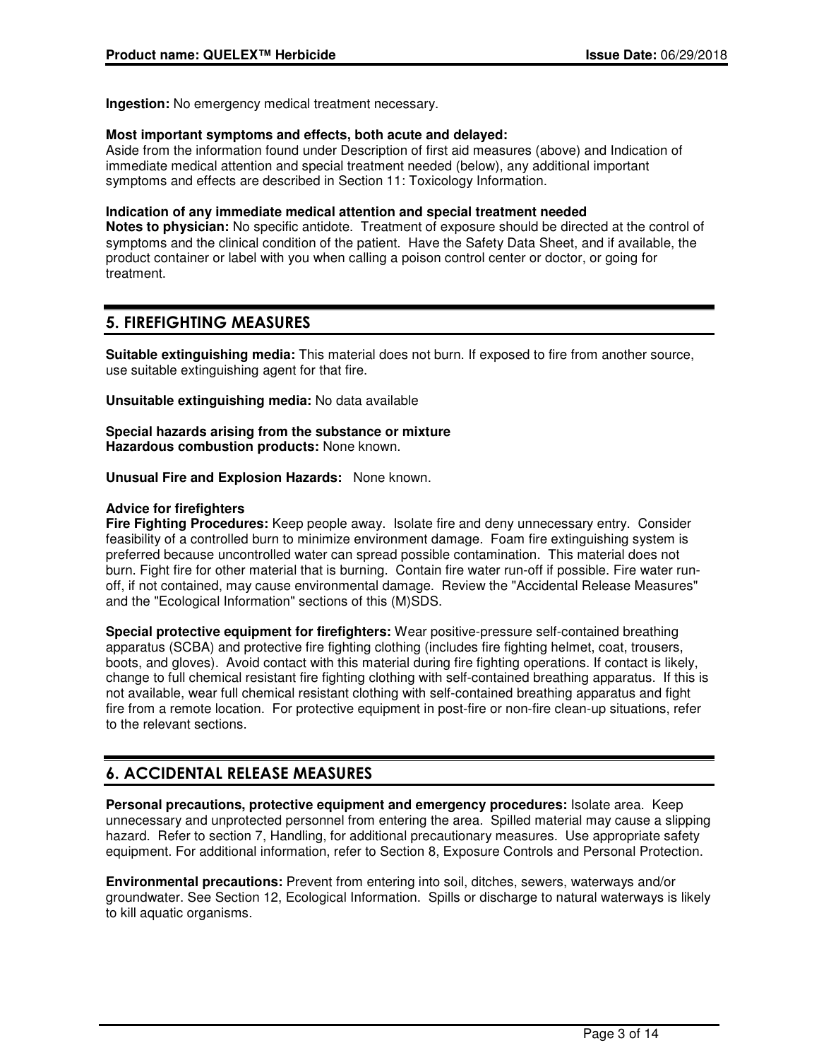**Ingestion:** No emergency medical treatment necessary.

**Most important symptoms and effects, both acute and delayed:**
Aside from the information found under Description of first aid measures (above) and Indication of immediate medical attention and special treatment needed (below), any additional important symptoms and effects are described in Section 11: Toxicology Information.

**Indication of any immediate medical attention and special treatment needed**
**Notes to physician:** No specific antidote. Treatment of exposure should be directed at the control of symptoms and the clinical condition of the patient. Have the Safety Data Sheet, and if available, the product container or label with you when calling a poison control center or doctor, or going for treatment.

## 5. FIREFIGHTING MEASURES

**Suitable extinguishing media:** This material does not burn. If exposed to fire from another source, use suitable extinguishing agent for that fire.

**Unsuitable extinguishing media:** No data available

**Special hazards arising from the substance or mixture**
**Hazardous combustion products:** None known.

**Unusual Fire and Explosion Hazards:** None known.

**Advice for firefighters**
**Fire Fighting Procedures:** Keep people away. Isolate fire and deny unnecessary entry. Consider feasibility of a controlled burn to minimize environment damage. Foam fire extinguishing system is preferred because uncontrolled water can spread possible contamination. This material does not burn. Fight fire for other material that is burning. Contain fire water run-off if possible. Fire water run-off, if not contained, may cause environmental damage. Review the "Accidental Release Measures" and the "Ecological Information" sections of this (M)SDS.

**Special protective equipment for firefighters:** Wear positive-pressure self-contained breathing apparatus (SCBA) and protective fire fighting clothing (includes fire fighting helmet, coat, trousers, boots, and gloves). Avoid contact with this material during fire fighting operations. If contact is likely, change to full chemical resistant fire fighting clothing with self-contained breathing apparatus. If this is not available, wear full chemical resistant clothing with self-contained breathing apparatus and fight fire from a remote location. For protective equipment in post-fire or non-fire clean-up situations, refer to the relevant sections.

## 6. ACCIDENTAL RELEASE MEASURES

**Personal precautions, protective equipment and emergency procedures:** Isolate area. Keep unnecessary and unprotected personnel from entering the area. Spilled material may cause a slipping hazard. Refer to section 7, Handling, for additional precautionary measures. Use appropriate safety equipment. For additional information, refer to Section 8, Exposure Controls and Personal Protection.

**Environmental precautions:** Prevent from entering into soil, ditches, sewers, waterways and/or groundwater. See Section 12, Ecological Information. Spills or discharge to natural waterways is likely to kill aquatic organisms.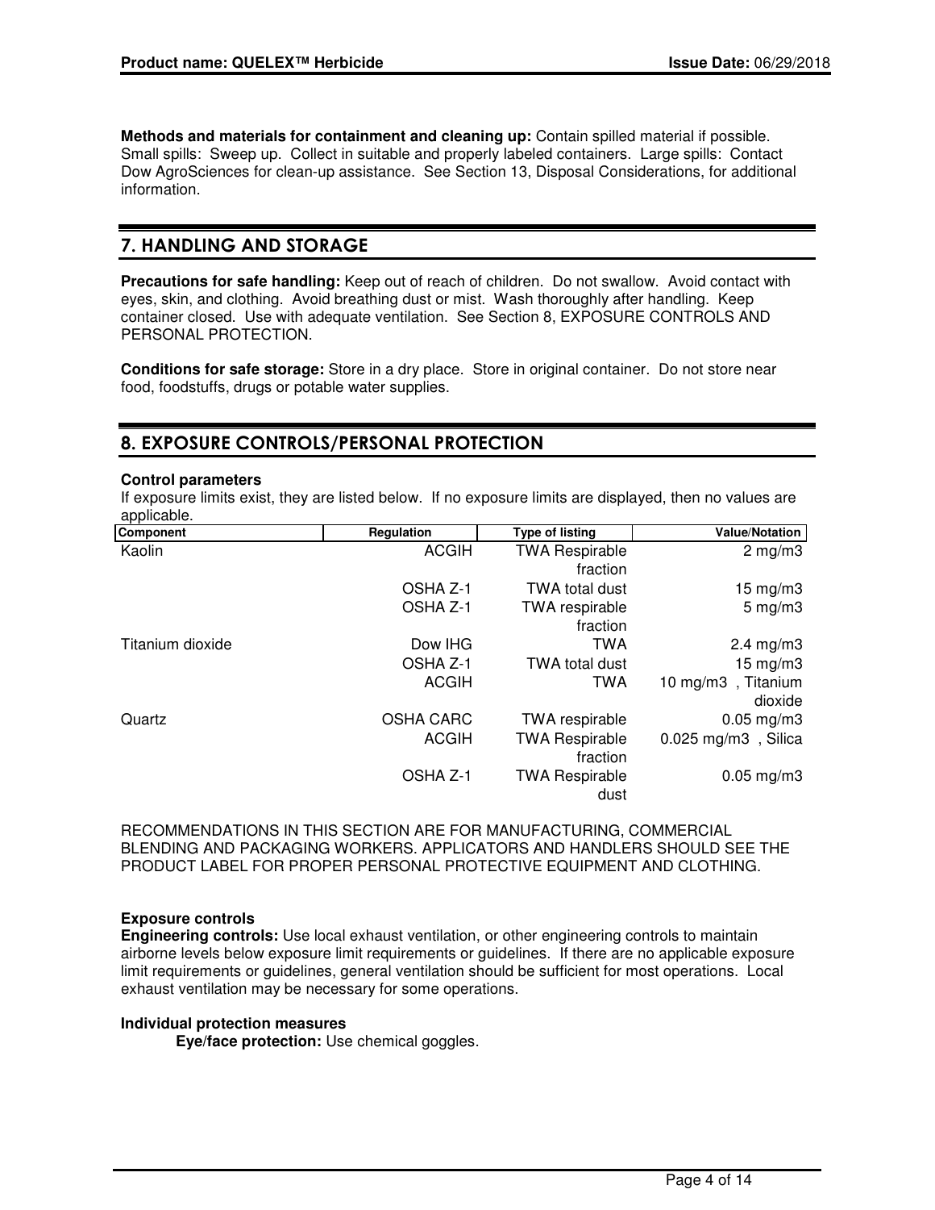**Methods and materials for containment and cleaning up:** Contain spilled material if possible. Small spills: Sweep up. Collect in suitable and properly labeled containers. Large spills: Contact Dow AgroSciences for clean-up assistance. See Section 13, Disposal Considerations, for additional information.

## 7. HANDLING AND STORAGE

**Precautions for safe handling:** Keep out of reach of children. Do not swallow. Avoid contact with eyes, skin, and clothing. Avoid breathing dust or mist. Wash thoroughly after handling. Keep container closed. Use with adequate ventilation. See Section 8, EXPOSURE CONTROLS AND PERSONAL PROTECTION.

**Conditions for safe storage:** Store in a dry place. Store in original container. Do not store near food, foodstuffs, drugs or potable water supplies.

## 8. EXPOSURE CONTROLS/PERSONAL PROTECTION

**Control parameters**

If exposure limits exist, they are listed below. If no exposure limits are displayed, then no values are applicable.

| Component | Regulation | Type of listing | Value/Notation |
|---|---|---|---|
| Kaolin | ACGIH | TWA Respirable fraction | 2 mg/m3 |
| | OSHA Z-1 | TWA total dust | 15 mg/m3 |
| | OSHA Z-1 | TWA respirable fraction | 5 mg/m3 |
| Titanium dioxide | Dow IHG | TWA | 2.4 mg/m3 |
| | OSHA Z-1 | TWA total dust | 15 mg/m3 |
| | ACGIH | TWA | 10 mg/m3 , Titanium dioxide |
| Quartz | OSHA CARC | TWA respirable | 0.05 mg/m3 |
| | ACGIH | TWA Respirable fraction | 0.025 mg/m3 , Silica |
| | OSHA Z-1 | TWA Respirable dust | 0.05 mg/m3 |

RECOMMENDATIONS IN THIS SECTION ARE FOR MANUFACTURING, COMMERCIAL BLENDING AND PACKAGING WORKERS. APPLICATORS AND HANDLERS SHOULD SEE THE PRODUCT LABEL FOR PROPER PERSONAL PROTECTIVE EQUIPMENT AND CLOTHING.

**Exposure controls**

**Engineering controls:** Use local exhaust ventilation, or other engineering controls to maintain airborne levels below exposure limit requirements or guidelines. If there are no applicable exposure limit requirements or guidelines, general ventilation should be sufficient for most operations. Local exhaust ventilation may be necessary for some operations.

**Individual protection measures**

**Eye/face protection:** Use chemical goggles.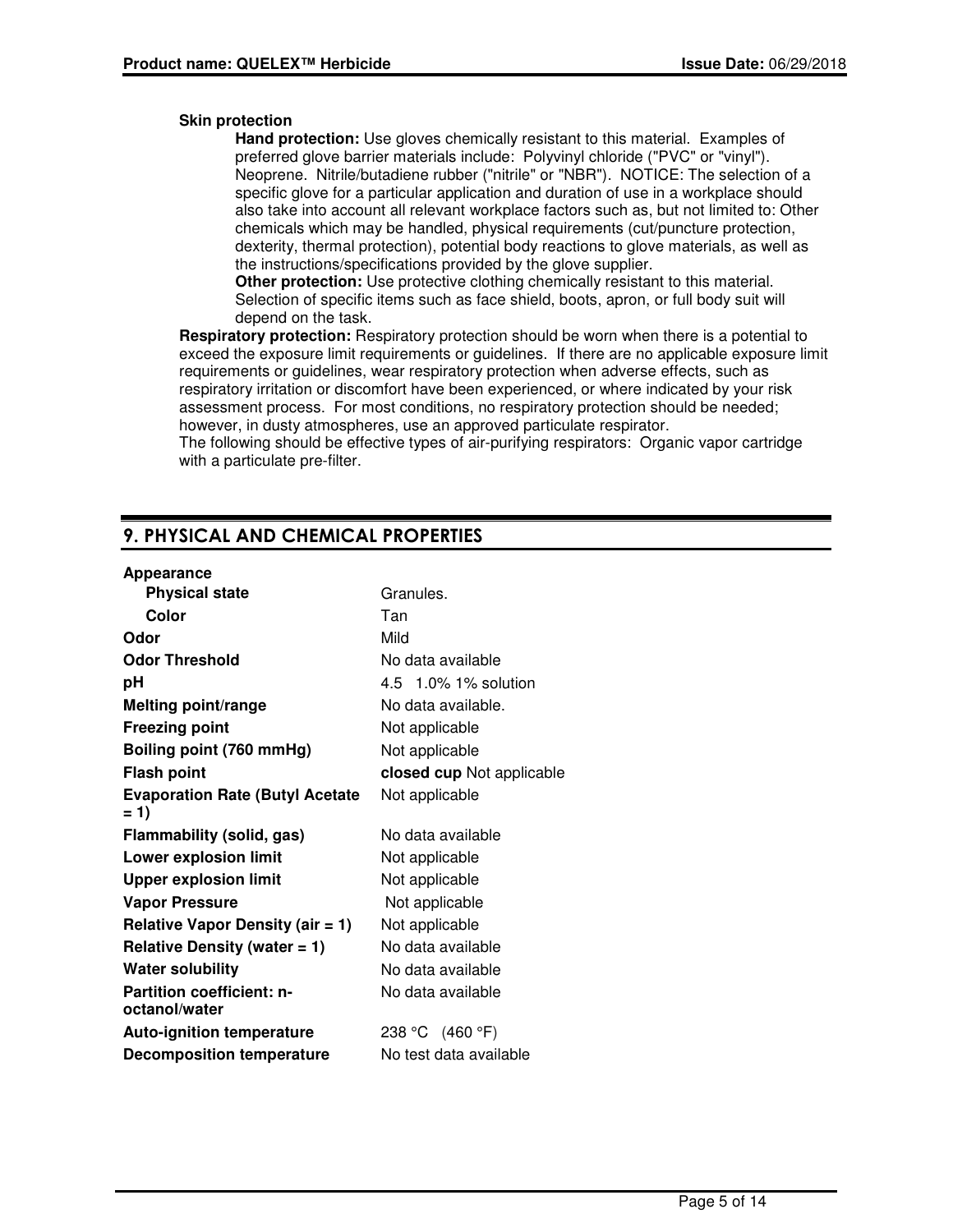**Skin protection**

**Hand protection:** Use gloves chemically resistant to this material. Examples of preferred glove barrier materials include: Polyvinyl chloride ("PVC" or "vinyl"). Neoprene. Nitrile/butadiene rubber ("nitrile" or "NBR"). NOTICE: The selection of a specific glove for a particular application and duration of use in a workplace should also take into account all relevant workplace factors such as, but not limited to: Other chemicals which may be handled, physical requirements (cut/puncture protection, dexterity, thermal protection), potential body reactions to glove materials, as well as the instructions/specifications provided by the glove supplier.

**Other protection:** Use protective clothing chemically resistant to this material. Selection of specific items such as face shield, boots, apron, or full body suit will depend on the task.

**Respiratory protection:** Respiratory protection should be worn when there is a potential to exceed the exposure limit requirements or guidelines. If there are no applicable exposure limit requirements or guidelines, wear respiratory protection when adverse effects, such as respiratory irritation or discomfort have been experienced, or where indicated by your risk assessment process. For most conditions, no respiratory protection should be needed; however, in dusty atmospheres, use an approved particulate respirator.
The following should be effective types of air-purifying respirators: Organic vapor cartridge with a particulate pre-filter.

## 9. PHYSICAL AND CHEMICAL PROPERTIES

| | |
|---|---|
| **Appearance** | |
| **Physical state** | Granules. |
| **Color** | Tan |
| **Odor** | Mild |
| **Odor Threshold** | No data available |
| **pH** | 4.5 1.0% 1% solution |
| **Melting point/range** | No data available. |
| **Freezing point** | Not applicable |
| **Boiling point (760 mmHg)** | Not applicable |
| **Flash point** | **closed cup** Not applicable |
| **Evaporation Rate (Butyl Acetate = 1)** | Not applicable |
| **Flammability (solid, gas)** | No data available |
| **Lower explosion limit** | Not applicable |
| **Upper explosion limit** | Not applicable |
| **Vapor Pressure** | Not applicable |
| **Relative Vapor Density (air = 1)** | Not applicable |
| **Relative Density (water = 1)** | No data available |
| **Water solubility** | No data available |
| **Partition coefficient: n-octanol/water** | No data available |
| **Auto-ignition temperature** | 238 °C (460 °F) |
| **Decomposition temperature** | No test data available |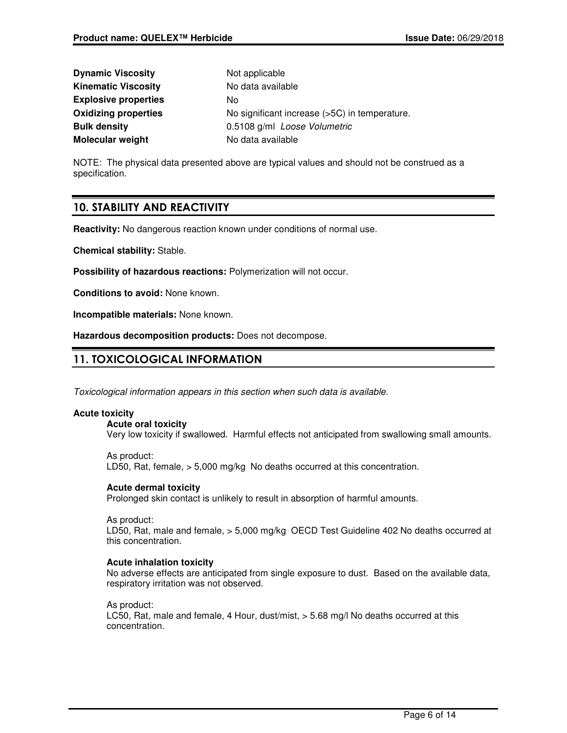| | |
|---|---|
| **Dynamic Viscosity** | Not applicable |
| **Kinematic Viscosity** | No data available |
| **Explosive properties** | No |
| **Oxidizing properties** | No significant increase (>5C) in temperature. |
| **Bulk density** | 0.5108 g/ml *Loose Volumetric* |
| **Molecular weight** | No data available |

NOTE: The physical data presented above are typical values and should not be construed as a specification.

## 10. STABILITY AND REACTIVITY

**Reactivity:** No dangerous reaction known under conditions of normal use.

**Chemical stability:** Stable.

**Possibility of hazardous reactions:** Polymerization will not occur.

**Conditions to avoid:** None known.

**Incompatible materials:** None known.

**Hazardous decomposition products:** Does not decompose.

## 11. TOXICOLOGICAL INFORMATION

*Toxicological information appears in this section when such data is available.*

**Acute toxicity**

**Acute oral toxicity**

Very low toxicity if swallowed. Harmful effects not anticipated from swallowing small amounts.

As product:
LD50, Rat, female, > 5,000 mg/kg No deaths occurred at this concentration.

**Acute dermal toxicity**

Prolonged skin contact is unlikely to result in absorption of harmful amounts.

As product:
LD50, Rat, male and female, > 5,000 mg/kg OECD Test Guideline 402 No deaths occurred at this concentration.

**Acute inhalation toxicity**

No adverse effects are anticipated from single exposure to dust. Based on the available data, respiratory irritation was not observed.

As product:
LC50, Rat, male and female, 4 Hour, dust/mist, > 5.68 mg/l No deaths occurred at this concentration.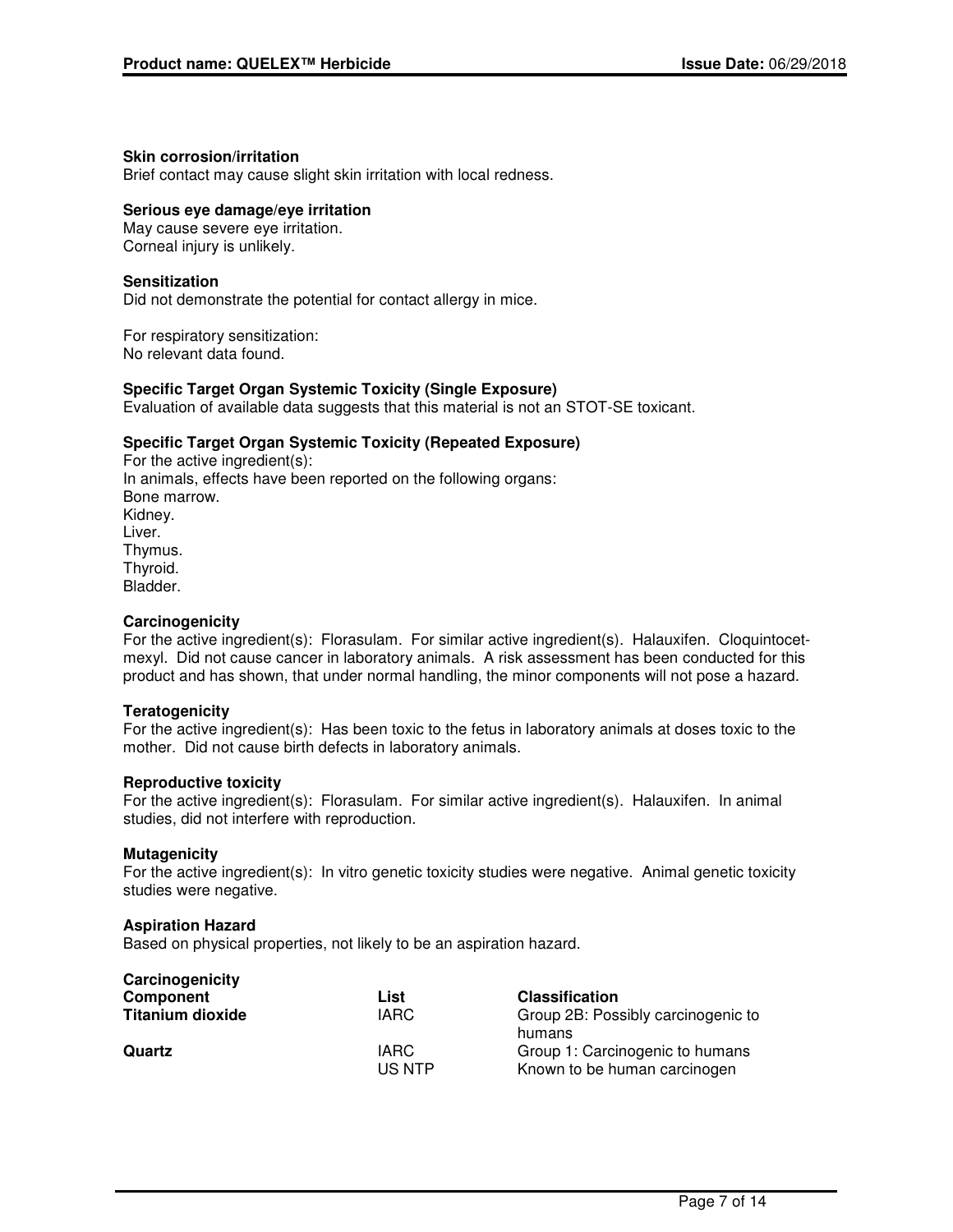**Skin corrosion/irritation**

Brief contact may cause slight skin irritation with local redness.

**Serious eye damage/eye irritation**

May cause severe eye irritation.
Corneal injury is unlikely.

**Sensitization**

Did not demonstrate the potential for contact allergy in mice.

For respiratory sensitization:
No relevant data found.

**Specific Target Organ Systemic Toxicity (Single Exposure)**

Evaluation of available data suggests that this material is not an STOT-SE toxicant.

**Specific Target Organ Systemic Toxicity (Repeated Exposure)**

For the active ingredient(s):
In animals, effects have been reported on the following organs:
Bone marrow.
Kidney.
Liver.
Thymus.
Thyroid.
Bladder.

**Carcinogenicity**

For the active ingredient(s): Florasulam. For similar active ingredient(s). Halauxifen. Cloquintocet-mexyl. Did not cause cancer in laboratory animals. A risk assessment has been conducted for this product and has shown, that under normal handling, the minor components will not pose a hazard.

**Teratogenicity**

For the active ingredient(s): Has been toxic to the fetus in laboratory animals at doses toxic to the mother. Did not cause birth defects in laboratory animals.

**Reproductive toxicity**

For the active ingredient(s): Florasulam. For similar active ingredient(s). Halauxifen. In animal studies, did not interfere with reproduction.

**Mutagenicity**

For the active ingredient(s): In vitro genetic toxicity studies were negative. Animal genetic toxicity studies were negative.

**Aspiration Hazard**

Based on physical properties, not likely to be an aspiration hazard.

**Carcinogenicity**

| Component | List | Classification |
|---|---|---|
| **Titanium dioxide** | IARC | Group 2B: Possibly carcinogenic to humans |
| **Quartz** | IARC | Group 1: Carcinogenic to humans |
| | US NTP | Known to be human carcinogen |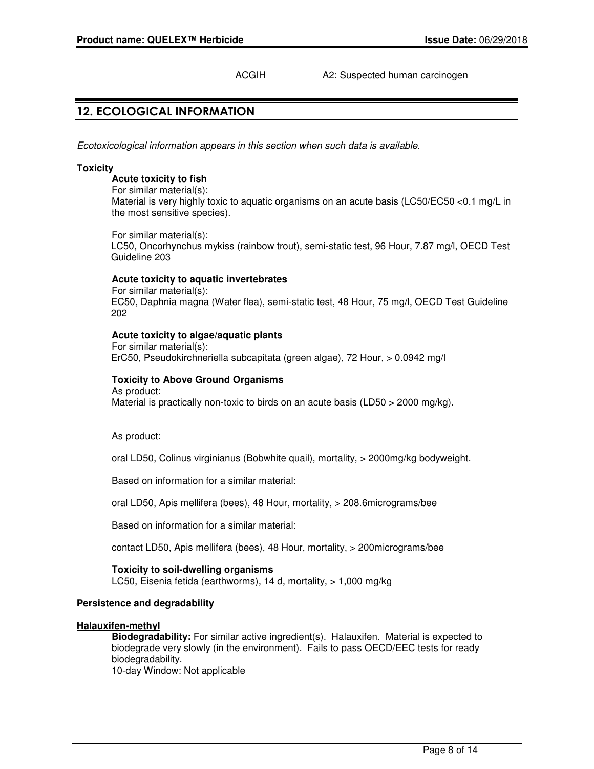ACGIH A2: Suspected human carcinogen

## 12. ECOLOGICAL INFORMATION

*Ecotoxicological information appears in this section when such data is available.*

**Toxicity**

**Acute toxicity to fish**

For similar material(s):
Material is very highly toxic to aquatic organisms on an acute basis (LC50/EC50 <0.1 mg/L in the most sensitive species).

For similar material(s):
LC50, Oncorhynchus mykiss (rainbow trout), semi-static test, 96 Hour, 7.87 mg/l, OECD Test Guideline 203

**Acute toxicity to aquatic invertebrates**

For similar material(s):
EC50, Daphnia magna (Water flea), semi-static test, 48 Hour, 75 mg/l, OECD Test Guideline 202

**Acute toxicity to algae/aquatic plants**

For similar material(s):
ErC50, Pseudokirchneriella subcapitata (green algae), 72 Hour, > 0.0942 mg/l

**Toxicity to Above Ground Organisms**

As product:
Material is practically non-toxic to birds on an acute basis (LD50 > 2000 mg/kg).

As product:

oral LD50, Colinus virginianus (Bobwhite quail), mortality, > 2000mg/kg bodyweight.

Based on information for a similar material:

oral LD50, Apis mellifera (bees), 48 Hour, mortality, > 208.6micrograms/bee

Based on information for a similar material:

contact LD50, Apis mellifera (bees), 48 Hour, mortality, > 200micrograms/bee

**Toxicity to soil-dwelling organisms**

LC50, Eisenia fetida (earthworms), 14 d, mortality, > 1,000 mg/kg

**Persistence and degradability**

**Halauxifen-methyl**

**Biodegradability:** For similar active ingredient(s). Halauxifen. Material is expected to biodegrade very slowly (in the environment). Fails to pass OECD/EEC tests for ready biodegradability.
10-day Window: Not applicable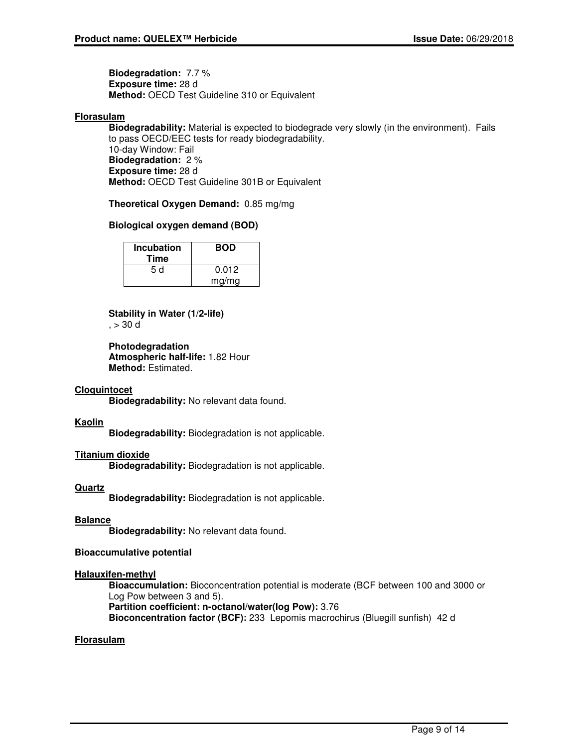**Biodegradation:** 7.7 %
**Exposure time:** 28 d
**Method:** OECD Test Guideline 310 or Equivalent

**Florasulam**

**Biodegradability:** Material is expected to biodegrade very slowly (in the environment). Fails to pass OECD/EEC tests for ready biodegradability.
10-day Window: Fail
**Biodegradation:** 2 %
**Exposure time:** 28 d
**Method:** OECD Test Guideline 301B or Equivalent

**Theoretical Oxygen Demand:** 0.85 mg/mg

**Biological oxygen demand (BOD)**

| Incubation Time | BOD |
|---|---|
| 5 d | 0.012 mg/mg |

**Stability in Water (1/2-life)**
, > 30 d

**Photodegradation**
**Atmospheric half-life:** 1.82 Hour
**Method:** Estimated.

**Cloquintocet**

**Biodegradability:** No relevant data found.

**Kaolin**

**Biodegradability:** Biodegradation is not applicable.

**Titanium dioxide**

**Biodegradability:** Biodegradation is not applicable.

**Quartz**

**Biodegradability:** Biodegradation is not applicable.

**Balance**

**Biodegradability:** No relevant data found.

**Bioaccumulative potential**

**Halauxifen-methyl**

**Bioaccumulation:** Bioconcentration potential is moderate (BCF between 100 and 3000 or Log Pow between 3 and 5).
**Partition coefficient: n-octanol/water(log Pow):** 3.76
**Bioconcentration factor (BCF):** 233 Lepomis macrochirus (Bluegill sunfish) 42 d

**Florasulam**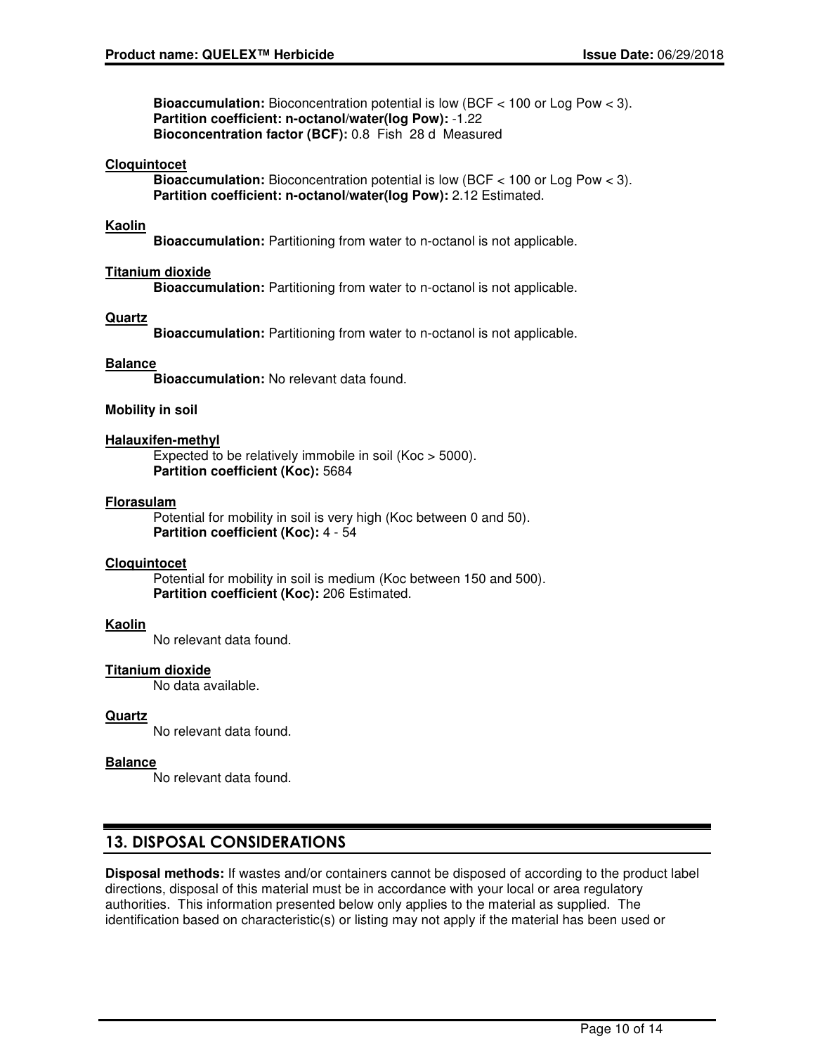**Bioaccumulation:** Bioconcentration potential is low (BCF < 100 or Log Pow < 3).
**Partition coefficient: n-octanol/water(log Pow):** -1.22
**Bioconcentration factor (BCF):** 0.8 Fish 28 d Measured

**Cloquintocet**

**Bioaccumulation:** Bioconcentration potential is low (BCF < 100 or Log Pow < 3).
**Partition coefficient: n-octanol/water(log Pow):** 2.12 Estimated.

**Kaolin**

**Bioaccumulation:** Partitioning from water to n-octanol is not applicable.

**Titanium dioxide**

**Bioaccumulation:** Partitioning from water to n-octanol is not applicable.

**Quartz**

**Bioaccumulation:** Partitioning from water to n-octanol is not applicable.

**Balance**

**Bioaccumulation:** No relevant data found.

**Mobility in soil**

**Halauxifen-methyl**

Expected to be relatively immobile in soil (Koc > 5000).
**Partition coefficient (Koc):** 5684

**Florasulam**

Potential for mobility in soil is very high (Koc between 0 and 50).
**Partition coefficient (Koc):** 4 - 54

**Cloquintocet**

Potential for mobility in soil is medium (Koc between 150 and 500).
**Partition coefficient (Koc):** 206 Estimated.

**Kaolin**

No relevant data found.

**Titanium dioxide**

No data available.

**Quartz**

No relevant data found.

**Balance**

No relevant data found.

## 13. DISPOSAL CONSIDERATIONS

**Disposal methods:** If wastes and/or containers cannot be disposed of according to the product label directions, disposal of this material must be in accordance with your local or area regulatory authorities. This information presented below only applies to the material as supplied. The identification based on characteristic(s) or listing may not apply if the material has been used or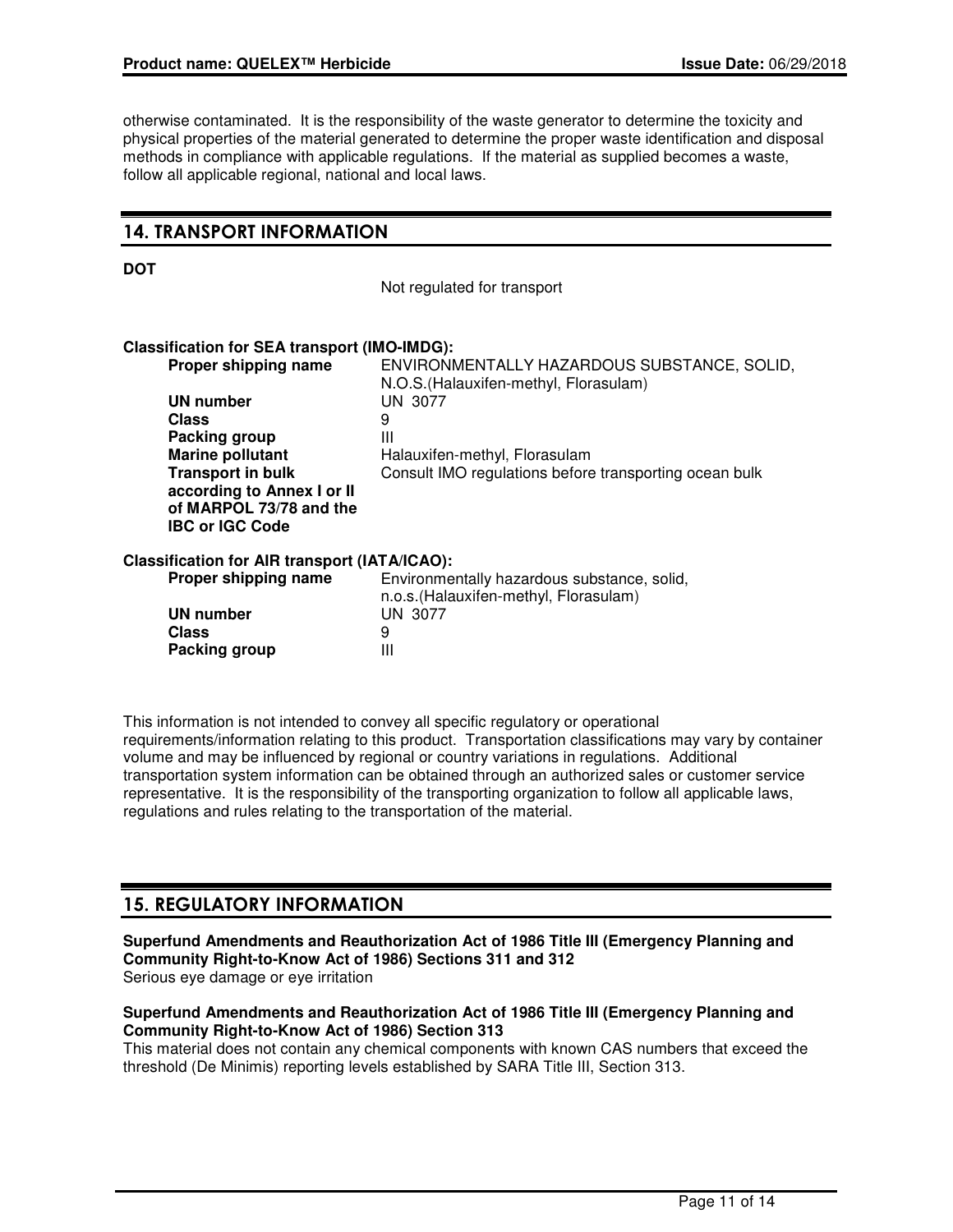otherwise contaminated. It is the responsibility of the waste generator to determine the toxicity and physical properties of the material generated to determine the proper waste identification and disposal methods in compliance with applicable regulations. If the material as supplied becomes a waste, follow all applicable regional, national and local laws.

## 14. TRANSPORT INFORMATION

**DOT**

Not regulated for transport

**Classification for SEA transport (IMO-IMDG):**

| | |
|---|---|
| **Proper shipping name** | ENVIRONMENTALLY HAZARDOUS SUBSTANCE, SOLID, N.O.S.(Halauxifen-methyl, Florasulam) |
| **UN number** | UN 3077 |
| **Class** | 9 |
| **Packing group** | III |
| **Marine pollutant** | Halauxifen-methyl, Florasulam |
| **Transport in bulk according to Annex I or II of MARPOL 73/78 and the IBC or IGC Code** | Consult IMO regulations before transporting ocean bulk |

**Classification for AIR transport (IATA/ICAO):**

| | |
|---|---|
| **Proper shipping name** | Environmentally hazardous substance, solid, n.o.s.(Halauxifen-methyl, Florasulam) |
| **UN number** | UN 3077 |
| **Class** | 9 |
| **Packing group** | III |

This information is not intended to convey all specific regulatory or operational requirements/information relating to this product. Transportation classifications may vary by container volume and may be influenced by regional or country variations in regulations. Additional transportation system information can be obtained through an authorized sales or customer service representative. It is the responsibility of the transporting organization to follow all applicable laws, regulations and rules relating to the transportation of the material.

## 15. REGULATORY INFORMATION

**Superfund Amendments and Reauthorization Act of 1986 Title III (Emergency Planning and Community Right-to-Know Act of 1986) Sections 311 and 312**
Serious eye damage or eye irritation

**Superfund Amendments and Reauthorization Act of 1986 Title III (Emergency Planning and Community Right-to-Know Act of 1986) Section 313**
This material does not contain any chemical components with known CAS numbers that exceed the threshold (De Minimis) reporting levels established by SARA Title III, Section 313.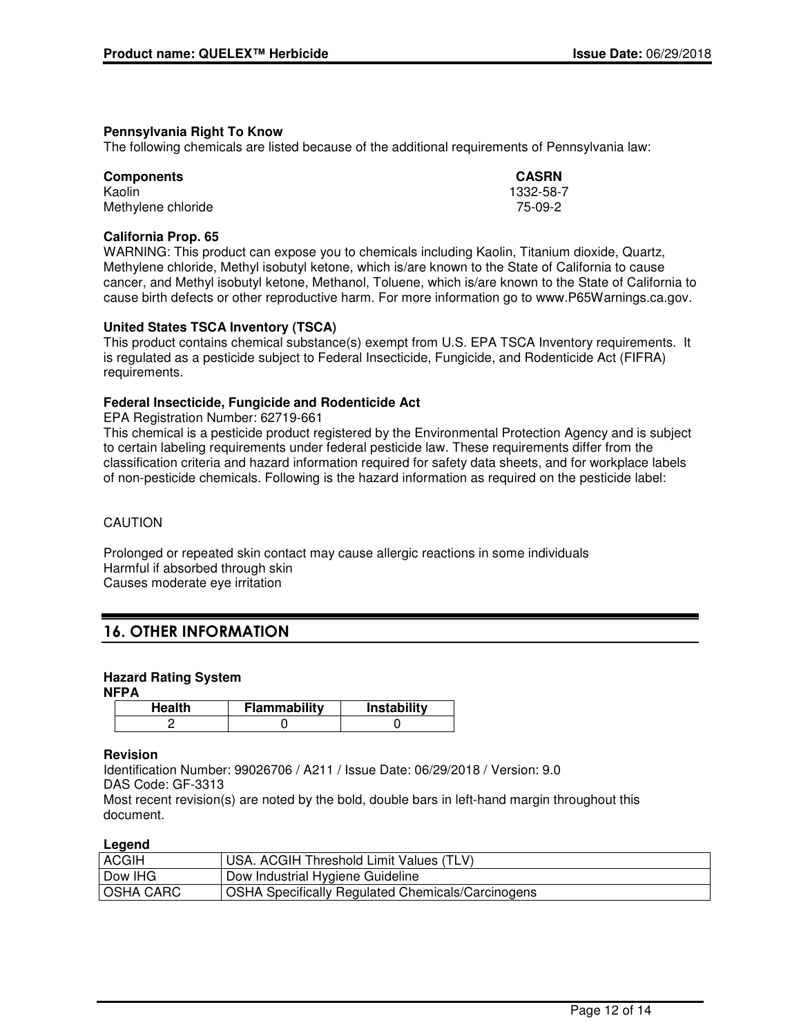**Pennsylvania Right To Know**

The following chemicals are listed because of the additional requirements of Pennsylvania law:

| Components | CASRN |
|---|---|
| Kaolin | 1332-58-7 |
| Methylene chloride | 75-09-2 |

**California Prop. 65**

WARNING: This product can expose you to chemicals including Kaolin, Titanium dioxide, Quartz, Methylene chloride, Methyl isobutyl ketone, which is/are known to the State of California to cause cancer, and Methyl isobutyl ketone, Methanol, Toluene, which is/are known to the State of California to cause birth defects or other reproductive harm. For more information go to www.P65Warnings.ca.gov.

**United States TSCA Inventory (TSCA)**

This product contains chemical substance(s) exempt from U.S. EPA TSCA Inventory requirements. It is regulated as a pesticide subject to Federal Insecticide, Fungicide, and Rodenticide Act (FIFRA) requirements.

**Federal Insecticide, Fungicide and Rodenticide Act**

EPA Registration Number: 62719-661

This chemical is a pesticide product registered by the Environmental Protection Agency and is subject to certain labeling requirements under federal pesticide law. These requirements differ from the classification criteria and hazard information required for safety data sheets, and for workplace labels of non-pesticide chemicals. Following is the hazard information as required on the pesticide label:

CAUTION

Prolonged or repeated skin contact may cause allergic reactions in some individuals
Harmful if absorbed through skin
Causes moderate eye irritation

## 16. OTHER INFORMATION

**Hazard Rating System**

**NFPA**

| Health | Flammability | Instability |
|---|---|---|
| 2 | 0 | 0 |

**Revision**

Identification Number: 99026706 / A211 / Issue Date: 06/29/2018 / Version: 9.0
DAS Code: GF-3313
Most recent revision(s) are noted by the bold, double bars in left-hand margin throughout this document.

**Legend**

| | |
|---|---|
| ACGIH | USA. ACGIH Threshold Limit Values (TLV) |
| Dow IHG | Dow Industrial Hygiene Guideline |
| OSHA CARC | OSHA Specifically Regulated Chemicals/Carcinogens |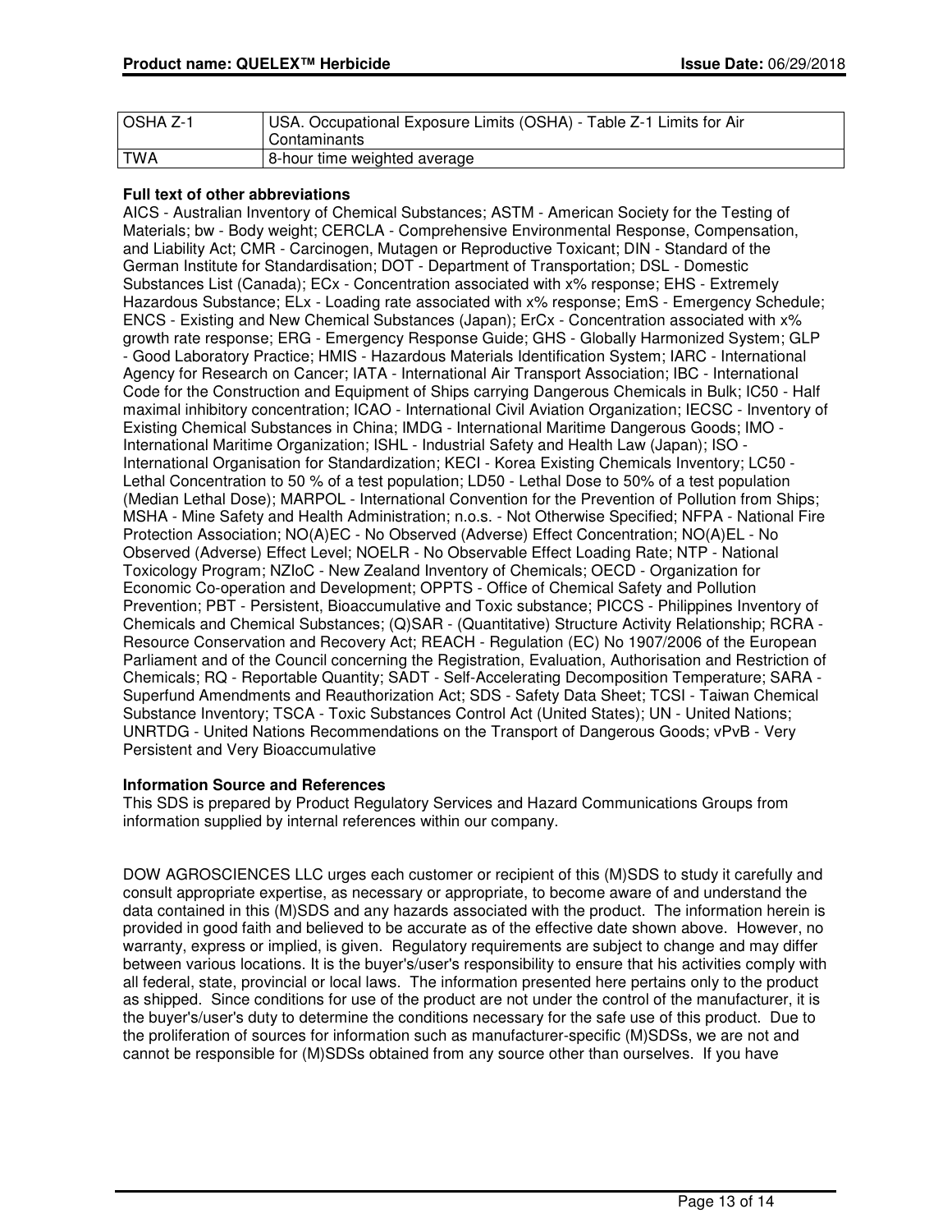| OSHA Z-1 | USA. Occupational Exposure Limits (OSHA) - Table Z-1 Limits for Air Contaminants |
|---|---|
| TWA | 8-hour time weighted average |

**Full text of other abbreviations**

AICS - Australian Inventory of Chemical Substances; ASTM - American Society for the Testing of Materials; bw - Body weight; CERCLA - Comprehensive Environmental Response, Compensation, and Liability Act; CMR - Carcinogen, Mutagen or Reproductive Toxicant; DIN - Standard of the German Institute for Standardisation; DOT - Department of Transportation; DSL - Domestic Substances List (Canada); ECx - Concentration associated with x% response; EHS - Extremely Hazardous Substance; ELx - Loading rate associated with x% response; EmS - Emergency Schedule; ENCS - Existing and New Chemical Substances (Japan); ErCx - Concentration associated with x% growth rate response; ERG - Emergency Response Guide; GHS - Globally Harmonized System; GLP - Good Laboratory Practice; HMIS - Hazardous Materials Identification System; IARC - International Agency for Research on Cancer; IATA - International Air Transport Association; IBC - International Code for the Construction and Equipment of Ships carrying Dangerous Chemicals in Bulk; IC50 - Half maximal inhibitory concentration; ICAO - International Civil Aviation Organization; IECSC - Inventory of Existing Chemical Substances in China; IMDG - International Maritime Dangerous Goods; IMO - International Maritime Organization; ISHL - Industrial Safety and Health Law (Japan); ISO - International Organisation for Standardization; KECI - Korea Existing Chemicals Inventory; LC50 - Lethal Concentration to 50 % of a test population; LD50 - Lethal Dose to 50% of a test population (Median Lethal Dose); MARPOL - International Convention for the Prevention of Pollution from Ships; MSHA - Mine Safety and Health Administration; n.o.s. - Not Otherwise Specified; NFPA - National Fire Protection Association; NO(A)EC - No Observed (Adverse) Effect Concentration; NO(A)EL - No Observed (Adverse) Effect Level; NOELR - No Observable Effect Loading Rate; NTP - National Toxicology Program; NZIoC - New Zealand Inventory of Chemicals; OECD - Organization for Economic Co-operation and Development; OPPTS - Office of Chemical Safety and Pollution Prevention; PBT - Persistent, Bioaccumulative and Toxic substance; PICCS - Philippines Inventory of Chemicals and Chemical Substances; (Q)SAR - (Quantitative) Structure Activity Relationship; RCRA - Resource Conservation and Recovery Act; REACH - Regulation (EC) No 1907/2006 of the European Parliament and of the Council concerning the Registration, Evaluation, Authorisation and Restriction of Chemicals; RQ - Reportable Quantity; SADT - Self-Accelerating Decomposition Temperature; SARA - Superfund Amendments and Reauthorization Act; SDS - Safety Data Sheet; TCSI - Taiwan Chemical Substance Inventory; TSCA - Toxic Substances Control Act (United States); UN - United Nations; UNRTDG - United Nations Recommendations on the Transport of Dangerous Goods; vPvB - Very Persistent and Very Bioaccumulative

**Information Source and References**

This SDS is prepared by Product Regulatory Services and Hazard Communications Groups from information supplied by internal references within our company.

DOW AGROSCIENCES LLC urges each customer or recipient of this (M)SDS to study it carefully and consult appropriate expertise, as necessary or appropriate, to become aware of and understand the data contained in this (M)SDS and any hazards associated with the product. The information herein is provided in good faith and believed to be accurate as of the effective date shown above. However, no warranty, express or implied, is given. Regulatory requirements are subject to change and may differ between various locations. It is the buyer's/user's responsibility to ensure that his activities comply with all federal, state, provincial or local laws. The information presented here pertains only to the product as shipped. Since conditions for use of the product are not under the control of the manufacturer, it is the buyer's/user's duty to determine the conditions necessary for the safe use of this product. Due to the proliferation of sources for information such as manufacturer-specific (M)SDSs, we are not and cannot be responsible for (M)SDSs obtained from any source other than ourselves. If you have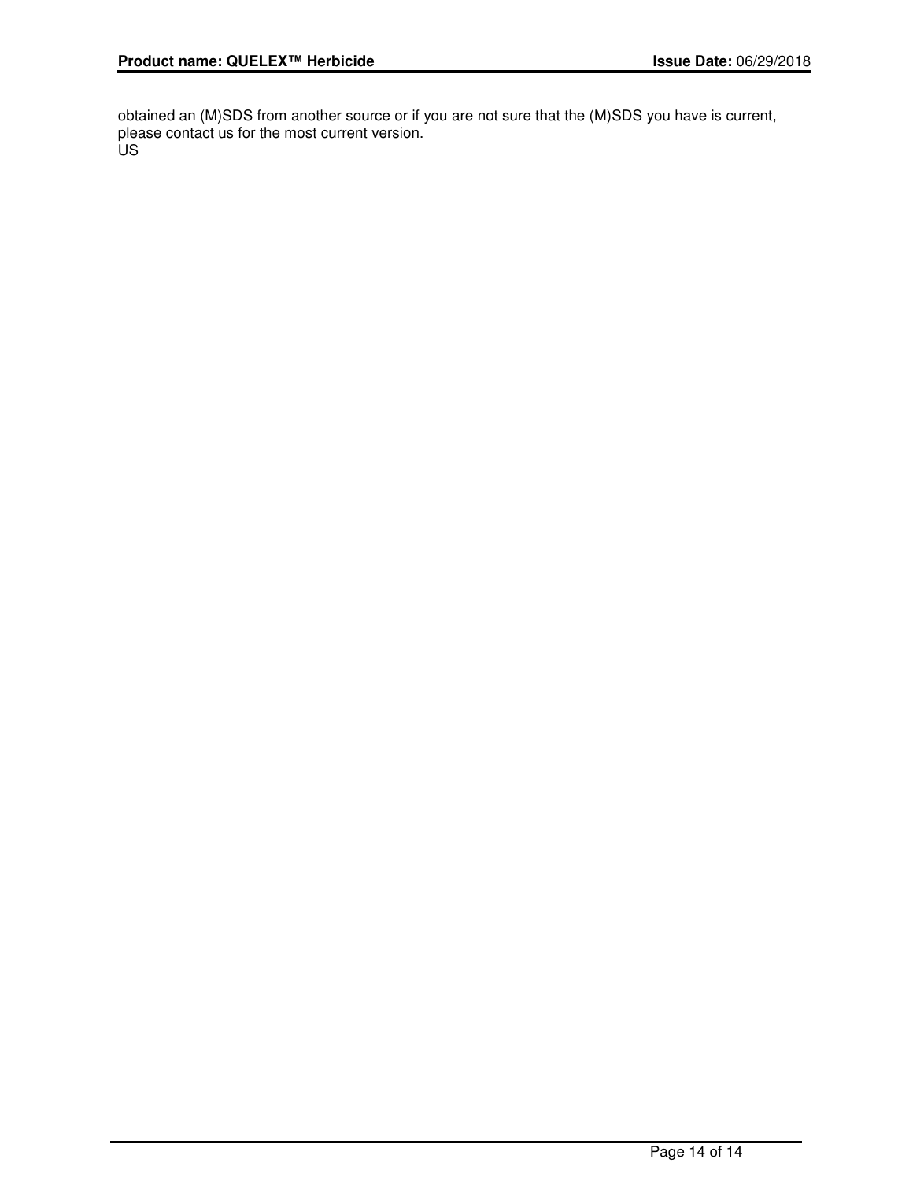obtained an (M)SDS from another source or if you are not sure that the (M)SDS you have is current, please contact us for the most current version.
US